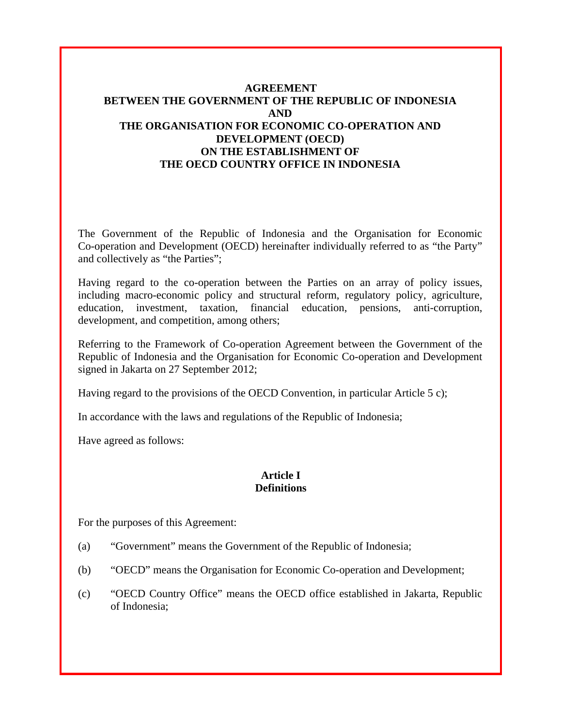# AGREEMENT
# BETWEEN THE GOVERNMENT OF THE REPUBLIC OF INDONESIA
# AND
# THE ORGANISATION FOR ECONOMIC CO-OPERATION AND DEVELOPMENT (OECD)
# ON THE ESTABLISHMENT OF
# THE OECD COUNTRY OFFICE IN INDONESIA

The Government of the Republic of Indonesia and the Organisation for Economic Co-operation and Development (OECD) hereinafter individually referred to as "the Party" and collectively as "the Parties";

Having regard to the co-operation between the Parties on an array of policy issues, including macro-economic policy and structural reform, regulatory policy, agriculture, education, investment, taxation, financial education, pensions, anti-corruption, development, and competition, among others;

Referring to the Framework of Co-operation Agreement between the Government of the Republic of Indonesia and the Organisation for Economic Co-operation and Development signed in Jakarta on 27 September 2012;

Having regard to the provisions of the OECD Convention, in particular Article 5 c);

In accordance with the laws and regulations of the Republic of Indonesia;

Have agreed as follows:

## Article I
## Definitions

For the purposes of this Agreement:

(a) "Government" means the Government of the Republic of Indonesia;

(b) "OECD" means the Organisation for Economic Co-operation and Development;

(c) "OECD Country Office" means the OECD office established in Jakarta, Republic of Indonesia;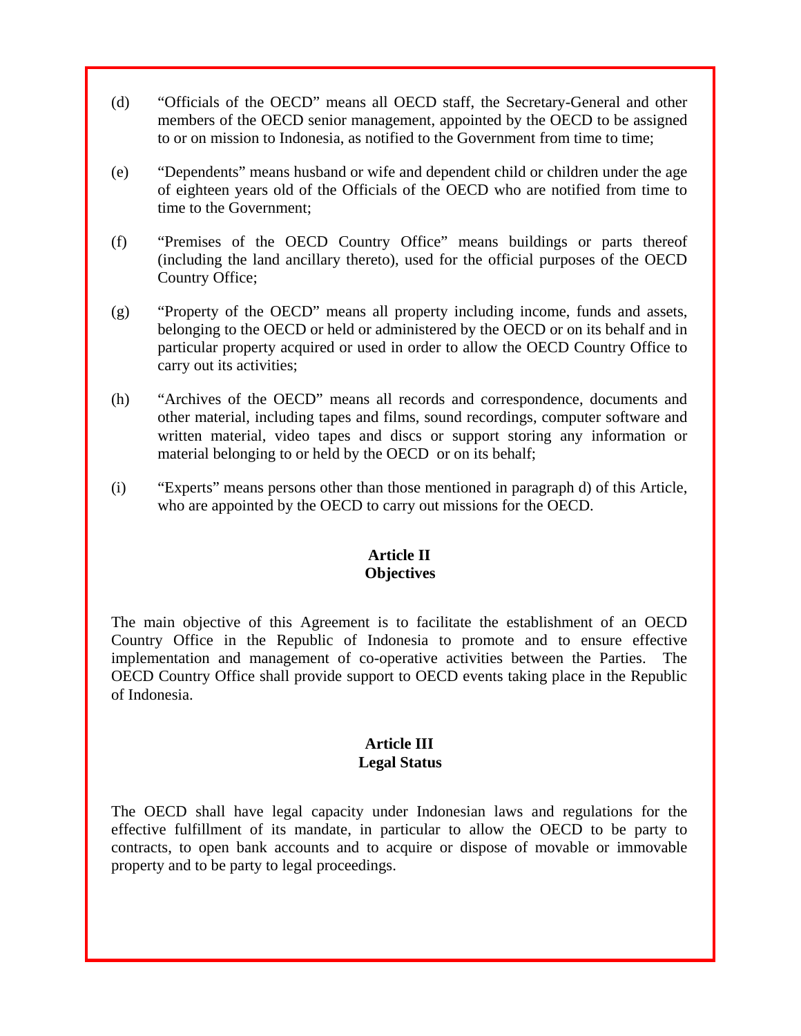(d) "Officials of the OECD" means all OECD staff, the Secretary-General and other members of the OECD senior management, appointed by the OECD to be assigned to or on mission to Indonesia, as notified to the Government from time to time;

(e) "Dependents" means husband or wife and dependent child or children under the age of eighteen years old of the Officials of the OECD who are notified from time to time to the Government;

(f) "Premises of the OECD Country Office" means buildings or parts thereof (including the land ancillary thereto), used for the official purposes of the OECD Country Office;

(g) "Property of the OECD" means all property including income, funds and assets, belonging to the OECD or held or administered by the OECD or on its behalf and in particular property acquired or used in order to allow the OECD Country Office to carry out its activities;

(h) "Archives of the OECD" means all records and correspondence, documents and other material, including tapes and films, sound recordings, computer software and written material, video tapes and discs or support storing any information or material belonging to or held by the OECD or on its behalf;

(i) "Experts" means persons other than those mentioned in paragraph d) of this Article, who are appointed by the OECD to carry out missions for the OECD.

**Article II**
**Objectives**

The main objective of this Agreement is to facilitate the establishment of an OECD Country Office in the Republic of Indonesia to promote and to ensure effective implementation and management of co-operative activities between the Parties. The OECD Country Office shall provide support to OECD events taking place in the Republic of Indonesia.

**Article III**
**Legal Status**

The OECD shall have legal capacity under Indonesian laws and regulations for the effective fulfillment of its mandate, in particular to allow the OECD to be party to contracts, to open bank accounts and to acquire or dispose of movable or immovable property and to be party to legal proceedings.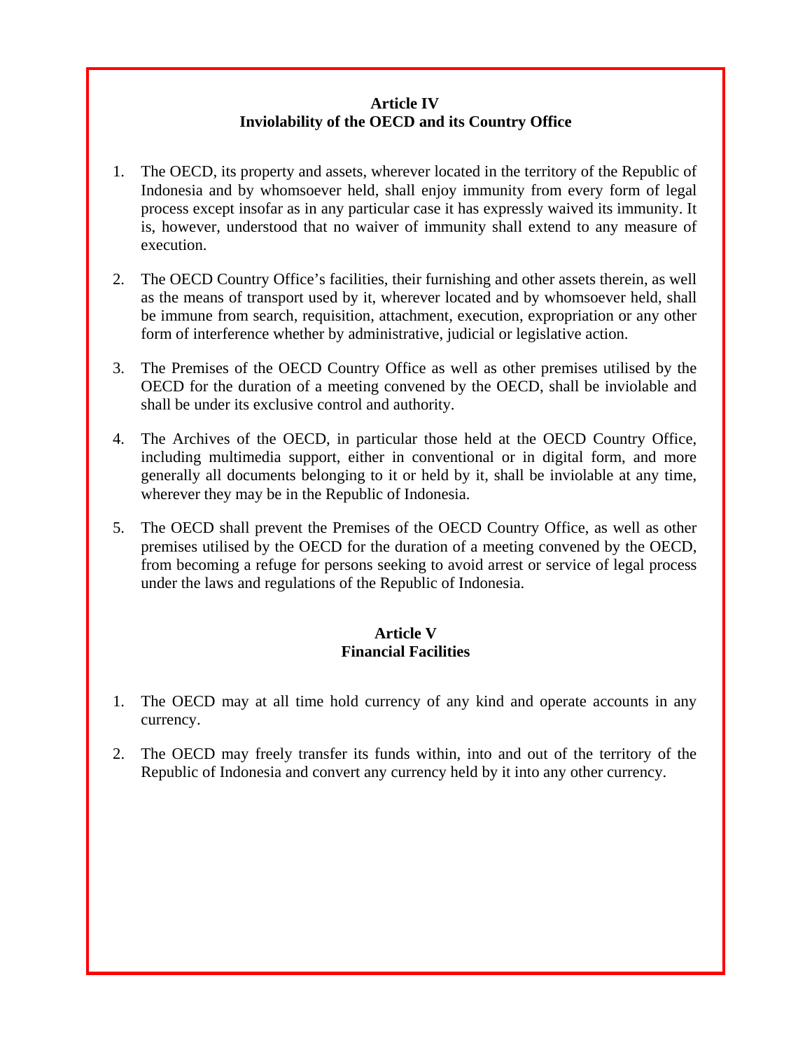## Article IV
## Inviolability of the OECD and its Country Office

1. The OECD, its property and assets, wherever located in the territory of the Republic of Indonesia and by whomsoever held, shall enjoy immunity from every form of legal process except insofar as in any particular case it has expressly waived its immunity. It is, however, understood that no waiver of immunity shall extend to any measure of execution.

2. The OECD Country Office's facilities, their furnishing and other assets therein, as well as the means of transport used by it, wherever located and by whomsoever held, shall be immune from search, requisition, attachment, execution, expropriation or any other form of interference whether by administrative, judicial or legislative action.

3. The Premises of the OECD Country Office as well as other premises utilised by the OECD for the duration of a meeting convened by the OECD, shall be inviolable and shall be under its exclusive control and authority.

4. The Archives of the OECD, in particular those held at the OECD Country Office, including multimedia support, either in conventional or in digital form, and more generally all documents belonging to it or held by it, shall be inviolable at any time, wherever they may be in the Republic of Indonesia.

5. The OECD shall prevent the Premises of the OECD Country Office, as well as other premises utilised by the OECD for the duration of a meeting convened by the OECD, from becoming a refuge for persons seeking to avoid arrest or service of legal process under the laws and regulations of the Republic of Indonesia.

## Article V
## Financial Facilities

1. The OECD may at all time hold currency of any kind and operate accounts in any currency.

2. The OECD may freely transfer its funds within, into and out of the territory of the Republic of Indonesia and convert any currency held by it into any other currency.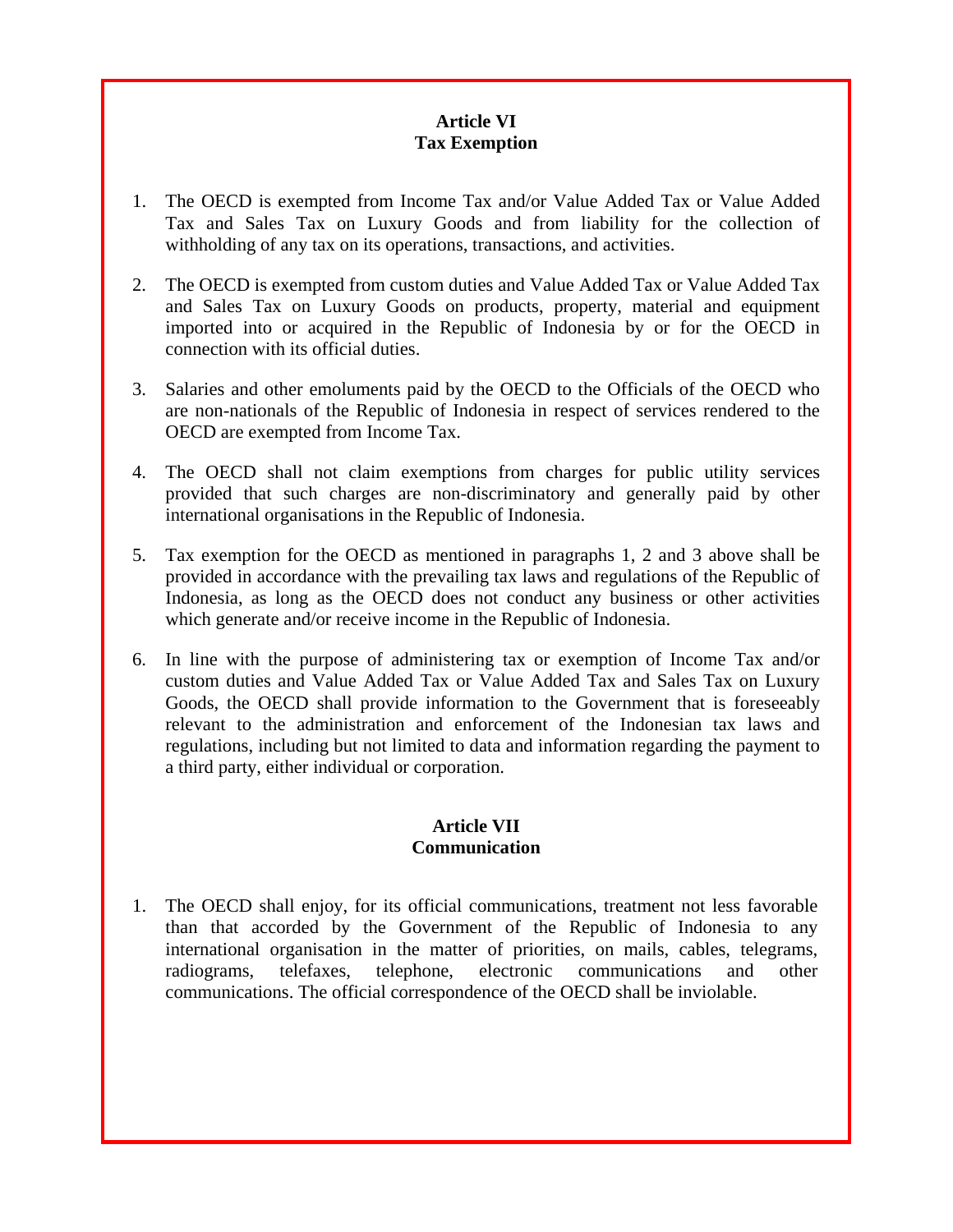## Article VI
## Tax Exemption

1. The OECD is exempted from Income Tax and/or Value Added Tax or Value Added Tax and Sales Tax on Luxury Goods and from liability for the collection of withholding of any tax on its operations, transactions, and activities.

2. The OECD is exempted from custom duties and Value Added Tax or Value Added Tax and Sales Tax on Luxury Goods on products, property, material and equipment imported into or acquired in the Republic of Indonesia by or for the OECD in connection with its official duties.

3. Salaries and other emoluments paid by the OECD to the Officials of the OECD who are non-nationals of the Republic of Indonesia in respect of services rendered to the OECD are exempted from Income Tax.

4. The OECD shall not claim exemptions from charges for public utility services provided that such charges are non-discriminatory and generally paid by other international organisations in the Republic of Indonesia.

5. Tax exemption for the OECD as mentioned in paragraphs 1, 2 and 3 above shall be provided in accordance with the prevailing tax laws and regulations of the Republic of Indonesia, as long as the OECD does not conduct any business or other activities which generate and/or receive income in the Republic of Indonesia.

6. In line with the purpose of administering tax or exemption of Income Tax and/or custom duties and Value Added Tax or Value Added Tax and Sales Tax on Luxury Goods, the OECD shall provide information to the Government that is foreseeably relevant to the administration and enforcement of the Indonesian tax laws and regulations, including but not limited to data and information regarding the payment to a third party, either individual or corporation.

## Article VII
## Communication

1. The OECD shall enjoy, for its official communications, treatment not less favorable than that accorded by the Government of the Republic of Indonesia to any international organisation in the matter of priorities, on mails, cables, telegrams, radiograms, telefaxes, telephone, electronic communications and other communications. The official correspondence of the OECD shall be inviolable.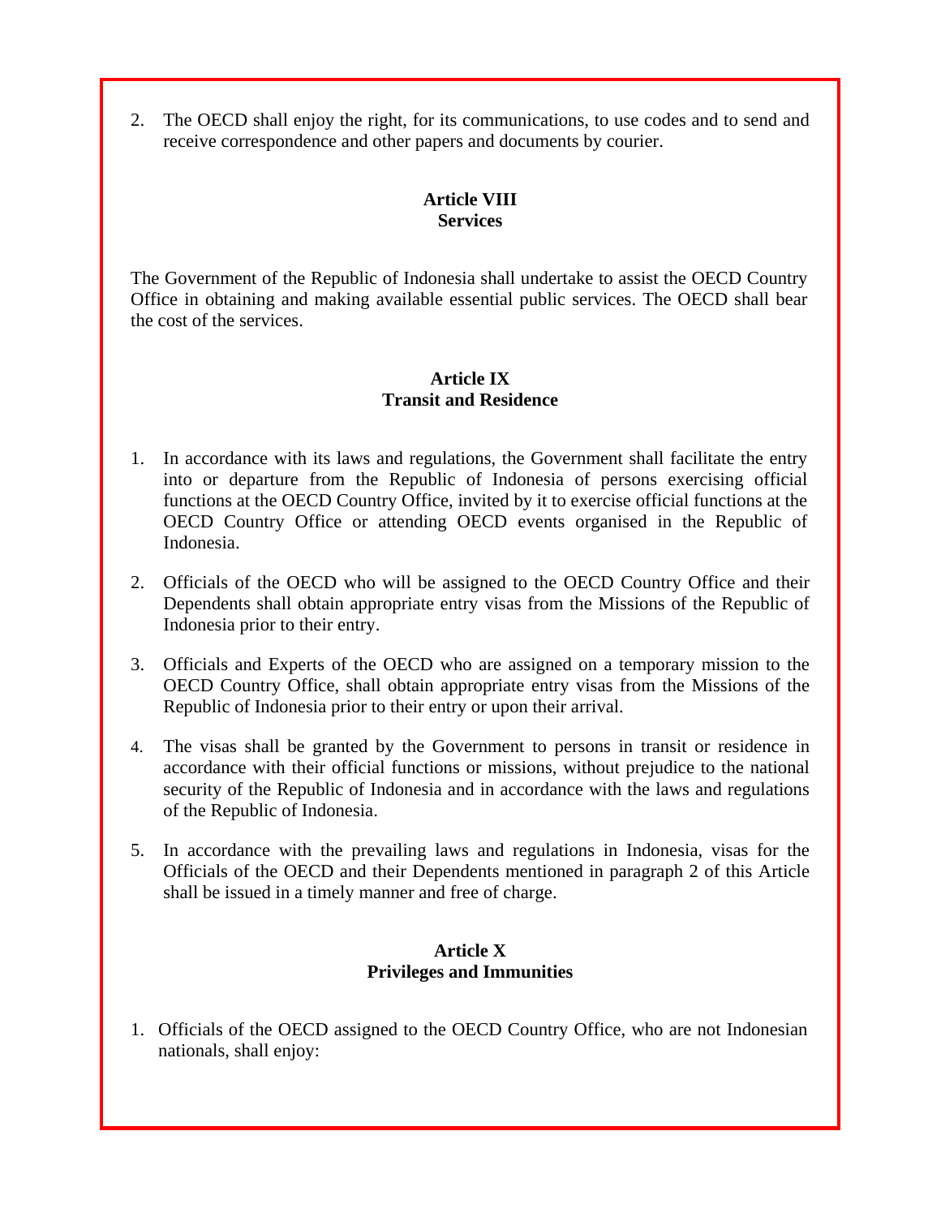2. The OECD shall enjoy the right, for its communications, to use codes and to send and receive correspondence and other papers and documents by courier.

**Article VIII**
**Services**

The Government of the Republic of Indonesia shall undertake to assist the OECD Country Office in obtaining and making available essential public services. The OECD shall bear the cost of the services.

**Article IX**
**Transit and Residence**

1. In accordance with its laws and regulations, the Government shall facilitate the entry into or departure from the Republic of Indonesia of persons exercising official functions at the OECD Country Office, invited by it to exercise official functions at the OECD Country Office or attending OECD events organised in the Republic of Indonesia.

2. Officials of the OECD who will be assigned to the OECD Country Office and their Dependents shall obtain appropriate entry visas from the Missions of the Republic of Indonesia prior to their entry.

3. Officials and Experts of the OECD who are assigned on a temporary mission to the OECD Country Office, shall obtain appropriate entry visas from the Missions of the Republic of Indonesia prior to their entry or upon their arrival.

4. The visas shall be granted by the Government to persons in transit or residence in accordance with their official functions or missions, without prejudice to the national security of the Republic of Indonesia and in accordance with the laws and regulations of the Republic of Indonesia.

5. In accordance with the prevailing laws and regulations in Indonesia, visas for the Officials of the OECD and their Dependents mentioned in paragraph 2 of this Article shall be issued in a timely manner and free of charge.

**Article X**
**Privileges and Immunities**

1. Officials of the OECD assigned to the OECD Country Office, who are not Indonesian nationals, shall enjoy: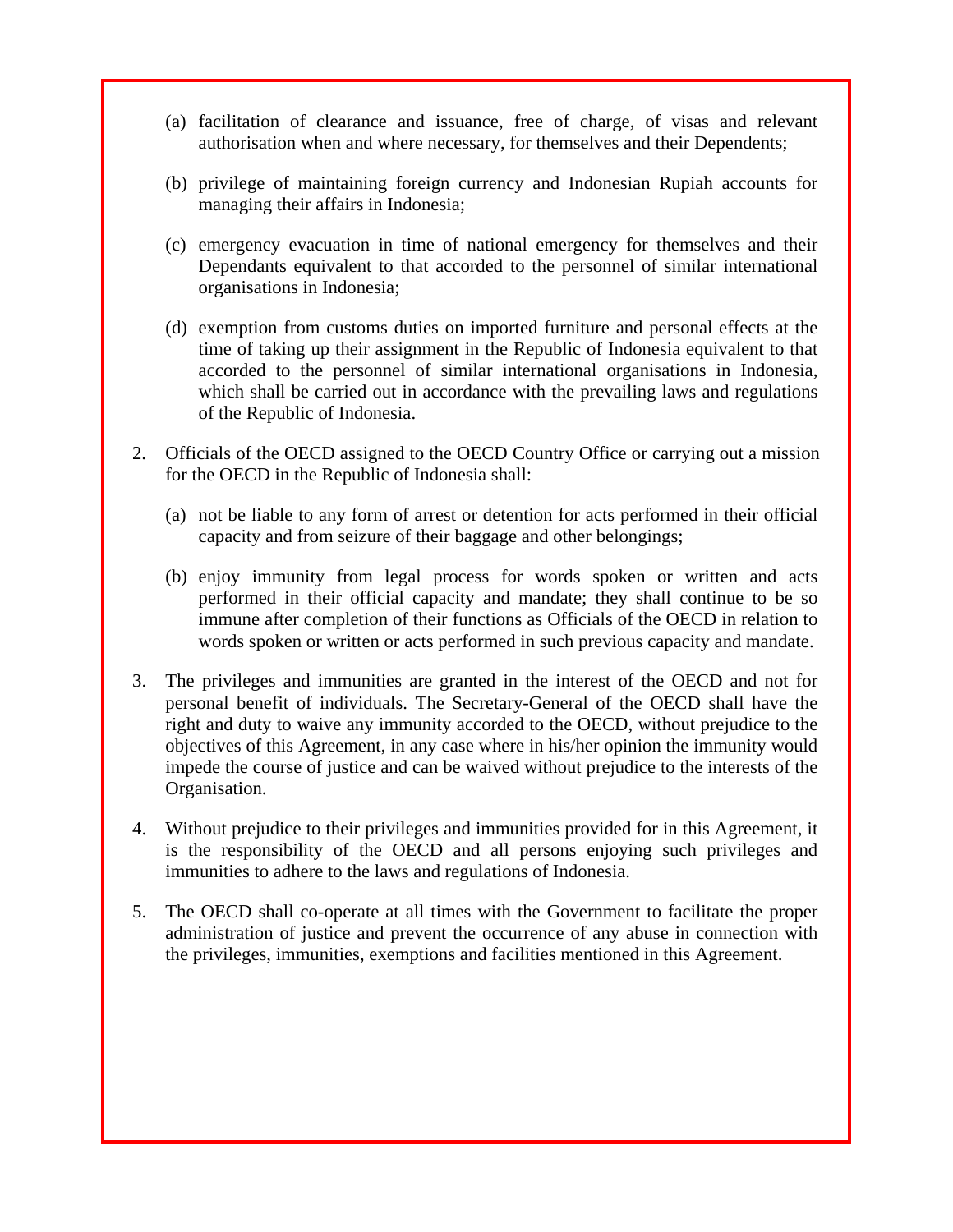(a) facilitation of clearance and issuance, free of charge, of visas and relevant authorisation when and where necessary, for themselves and their Dependents;

(b) privilege of maintaining foreign currency and Indonesian Rupiah accounts for managing their affairs in Indonesia;

(c) emergency evacuation in time of national emergency for themselves and their Dependants equivalent to that accorded to the personnel of similar international organisations in Indonesia;

(d) exemption from customs duties on imported furniture and personal effects at the time of taking up their assignment in the Republic of Indonesia equivalent to that accorded to the personnel of similar international organisations in Indonesia, which shall be carried out in accordance with the prevailing laws and regulations of the Republic of Indonesia.

2. Officials of the OECD assigned to the OECD Country Office or carrying out a mission for the OECD in the Republic of Indonesia shall:

   (a) not be liable to any form of arrest or detention for acts performed in their official capacity and from seizure of their baggage and other belongings;

   (b) enjoy immunity from legal process for words spoken or written and acts performed in their official capacity and mandate; they shall continue to be so immune after completion of their functions as Officials of the OECD in relation to words spoken or written or acts performed in such previous capacity and mandate.

3. The privileges and immunities are granted in the interest of the OECD and not for personal benefit of individuals. The Secretary-General of the OECD shall have the right and duty to waive any immunity accorded to the OECD, without prejudice to the objectives of this Agreement, in any case where in his/her opinion the immunity would impede the course of justice and can be waived without prejudice to the interests of the Organisation.

4. Without prejudice to their privileges and immunities provided for in this Agreement, it is the responsibility of the OECD and all persons enjoying such privileges and immunities to adhere to the laws and regulations of Indonesia.

5. The OECD shall co-operate at all times with the Government to facilitate the proper administration of justice and prevent the occurrence of any abuse in connection with the privileges, immunities, exemptions and facilities mentioned in this Agreement.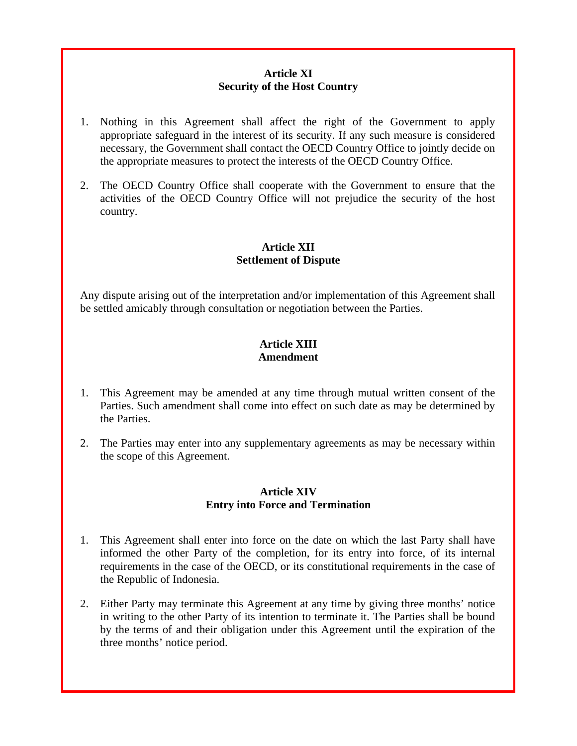## Article XI
## Security of the Host Country

1. Nothing in this Agreement shall affect the right of the Government to apply appropriate safeguard in the interest of its security. If any such measure is considered necessary, the Government shall contact the OECD Country Office to jointly decide on the appropriate measures to protect the interests of the OECD Country Office.

2. The OECD Country Office shall cooperate with the Government to ensure that the activities of the OECD Country Office will not prejudice the security of the host country.

## Article XII
## Settlement of Dispute

Any dispute arising out of the interpretation and/or implementation of this Agreement shall be settled amicably through consultation or negotiation between the Parties.

## Article XIII
## Amendment

1. This Agreement may be amended at any time through mutual written consent of the Parties. Such amendment shall come into effect on such date as may be determined by the Parties.

2. The Parties may enter into any supplementary agreements as may be necessary within the scope of this Agreement.

## Article XIV
## Entry into Force and Termination

1. This Agreement shall enter into force on the date on which the last Party shall have informed the other Party of the completion, for its entry into force, of its internal requirements in the case of the OECD, or its constitutional requirements in the case of the Republic of Indonesia.

2. Either Party may terminate this Agreement at any time by giving three months' notice in writing to the other Party of its intention to terminate it. The Parties shall be bound by the terms of and their obligation under this Agreement until the expiration of the three months' notice period.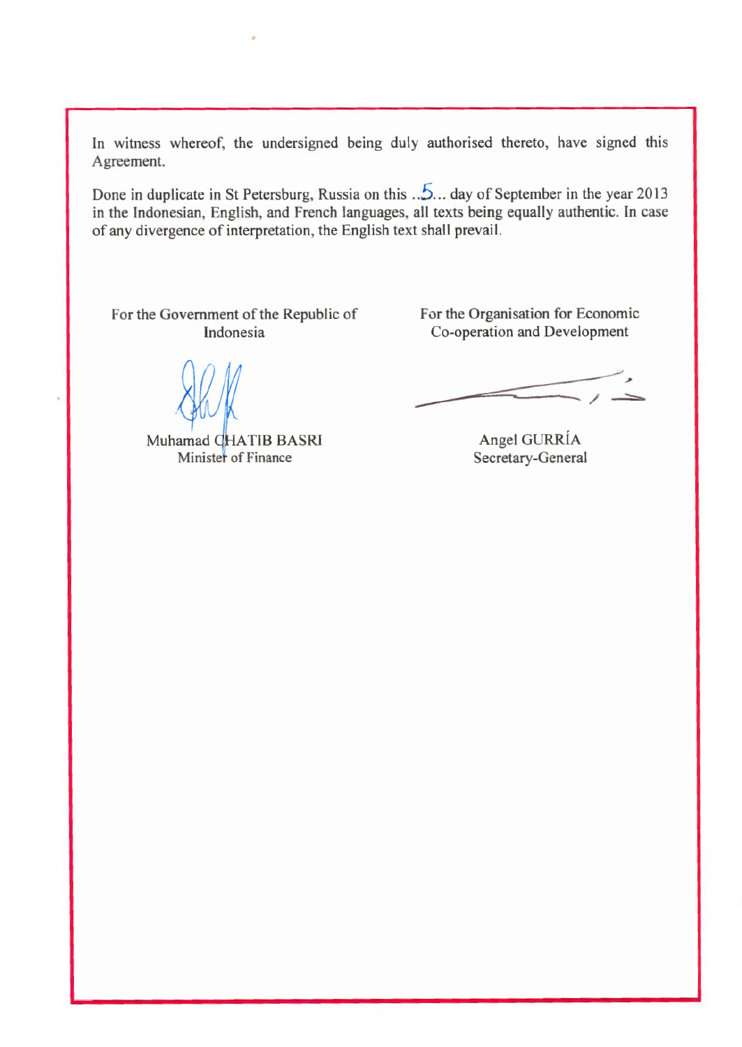In witness whereof, the undersigned being duly authorised thereto, have signed this Agreement.

Done in duplicate in St Petersburg, Russia on this ..5... day of September in the year 2013 in the Indonesian, English, and French languages, all texts being equally authentic. In case of any divergence of interpretation, the English text shall prevail.

| For the Government of the Republic of Indonesia | For the Organisation for Economic Co-operation and Development |
| --- | --- |
| Muhamad CHATIB BASRI<br>Minister of Finance | Angel GURRÍA<br>Secretary-General |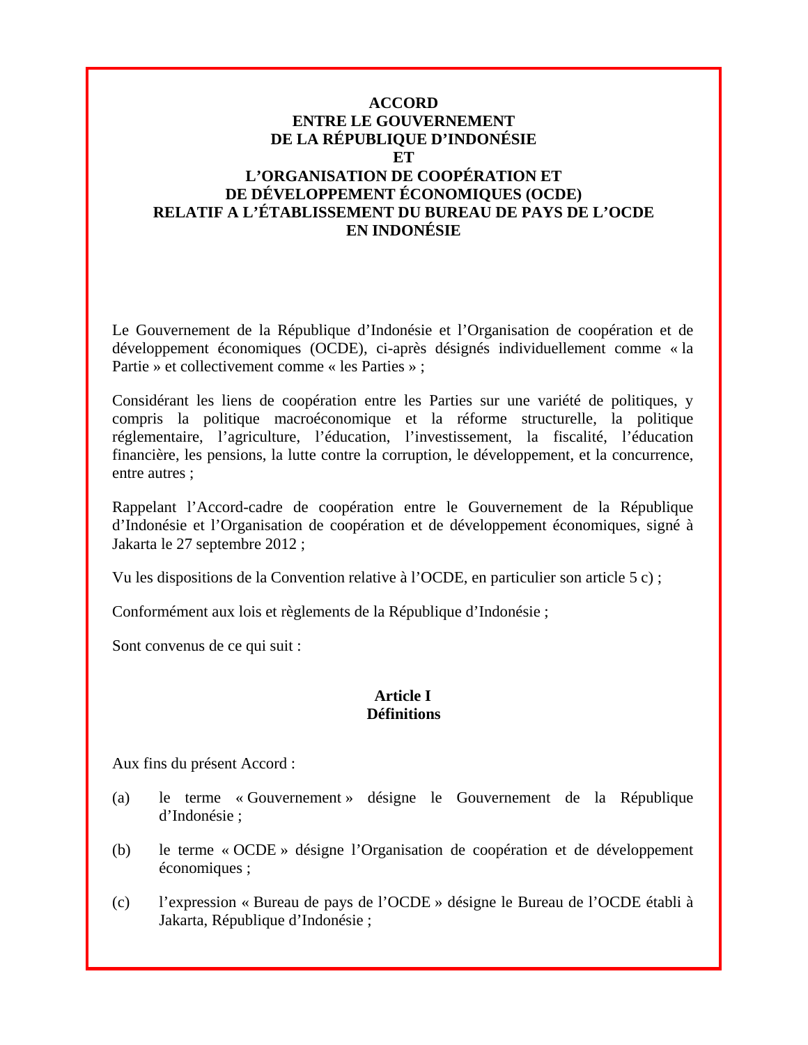# ACCORD
# ENTRE LE GOUVERNEMENT
# DE LA RÉPUBLIQUE D'INDONÉSIE
# ET
# L'ORGANISATION DE COOPÉRATION ET
# DE DÉVELOPPEMENT ÉCONOMIQUES (OCDE)
# RELATIF A L'ÉTABLISSEMENT DU BUREAU DE PAYS DE L'OCDE
# EN INDONÉSIE

Le Gouvernement de la République d'Indonésie et l'Organisation de coopération et de développement économiques (OCDE), ci-après désignés individuellement comme « la Partie » et collectivement comme « les Parties » ;

Considérant les liens de coopération entre les Parties sur une variété de politiques, y compris la politique macroéconomique et la réforme structurelle, la politique réglementaire, l'agriculture, l'éducation, l'investissement, la fiscalité, l'éducation financière, les pensions, la lutte contre la corruption, le développement, et la concurrence, entre autres ;

Rappelant l'Accord-cadre de coopération entre le Gouvernement de la République d'Indonésie et l'Organisation de coopération et de développement économiques, signé à Jakarta le 27 septembre 2012 ;

Vu les dispositions de la Convention relative à l'OCDE, en particulier son article 5 c) ;

Conformément aux lois et règlements de la République d'Indonésie ;

Sont convenus de ce qui suit :

## Article I
## Définitions

Aux fins du présent Accord :

(a) le terme « Gouvernement » désigne le Gouvernement de la République d'Indonésie ;

(b) le terme « OCDE » désigne l'Organisation de coopération et de développement économiques ;

(c) l'expression « Bureau de pays de l'OCDE » désigne le Bureau de l'OCDE établi à Jakarta, République d'Indonésie ;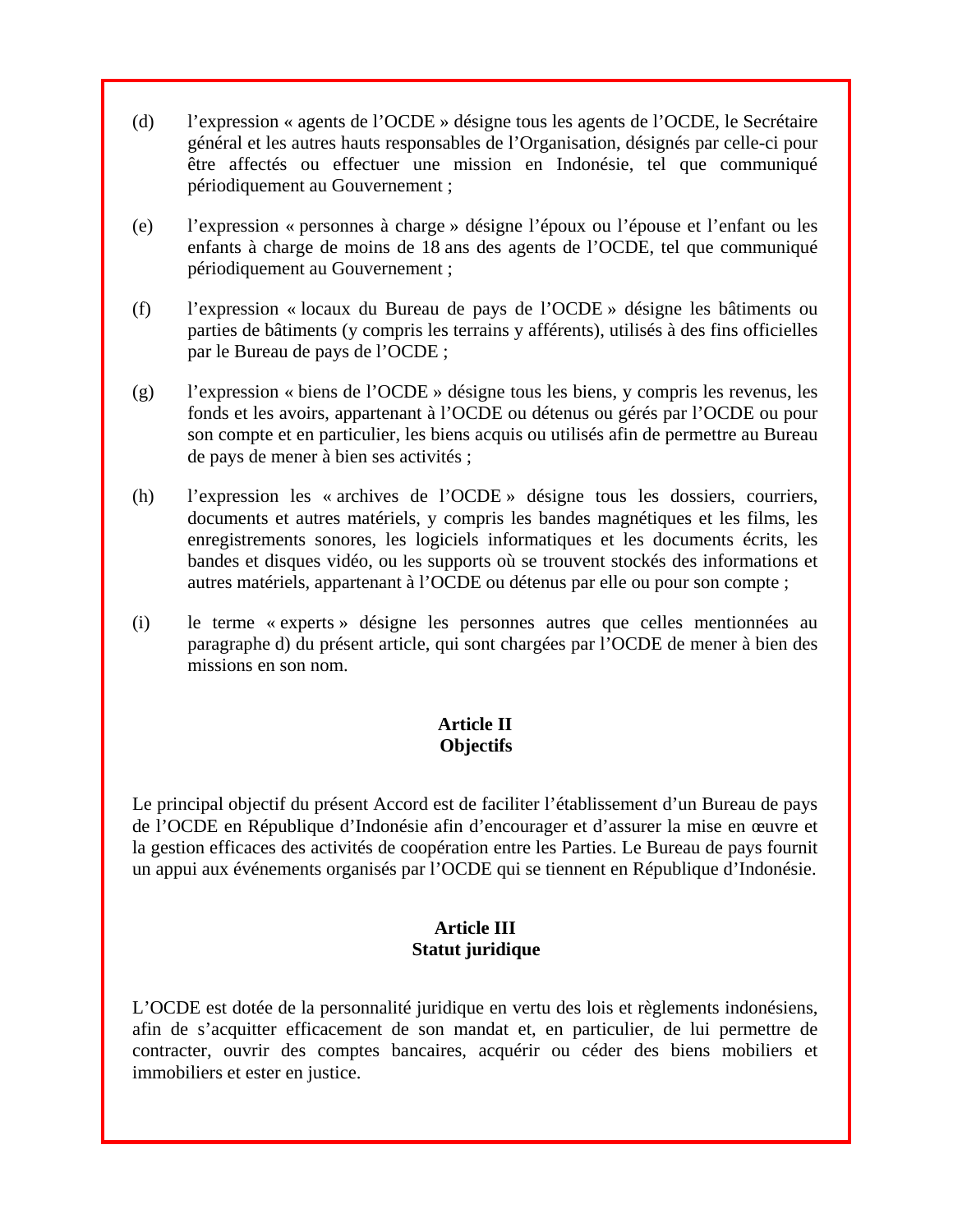(d) l'expression « agents de l'OCDE » désigne tous les agents de l'OCDE, le Secrétaire général et les autres hauts responsables de l'Organisation, désignés par celle-ci pour être affectés ou effectuer une mission en Indonésie, tel que communiqué périodiquement au Gouvernement ;

(e) l'expression « personnes à charge » désigne l'époux ou l'épouse et l'enfant ou les enfants à charge de moins de 18 ans des agents de l'OCDE, tel que communiqué périodiquement au Gouvernement ;

(f) l'expression « locaux du Bureau de pays de l'OCDE » désigne les bâtiments ou parties de bâtiments (y compris les terrains y afférents), utilisés à des fins officielles par le Bureau de pays de l'OCDE ;

(g) l'expression « biens de l'OCDE » désigne tous les biens, y compris les revenus, les fonds et les avoirs, appartenant à l'OCDE ou détenus ou gérés par l'OCDE ou pour son compte et en particulier, les biens acquis ou utilisés afin de permettre au Bureau de pays de mener à bien ses activités ;

(h) l'expression les « archives de l'OCDE » désigne tous les dossiers, courriers, documents et autres matériels, y compris les bandes magnétiques et les films, les enregistrements sonores, les logiciels informatiques et les documents écrits, les bandes et disques vidéo, ou les supports où se trouvent stockés des informations et autres matériels, appartenant à l'OCDE ou détenus par elle ou pour son compte ;

(i) le terme « experts » désigne les personnes autres que celles mentionnées au paragraphe d) du présent article, qui sont chargées par l'OCDE de mener à bien des missions en son nom.

## Article II
## Objectifs

Le principal objectif du présent Accord est de faciliter l'établissement d'un Bureau de pays de l'OCDE en République d'Indonésie afin d'encourager et d'assurer la mise en œuvre et la gestion efficaces des activités de coopération entre les Parties. Le Bureau de pays fournit un appui aux événements organisés par l'OCDE qui se tiennent en République d'Indonésie.

## Article III
## Statut juridique

L'OCDE est dotée de la personnalité juridique en vertu des lois et règlements indonésiens, afin de s'acquitter efficacement de son mandat et, en particulier, de lui permettre de contracter, ouvrir des comptes bancaires, acquérir ou céder des biens mobiliers et immobiliers et ester en justice.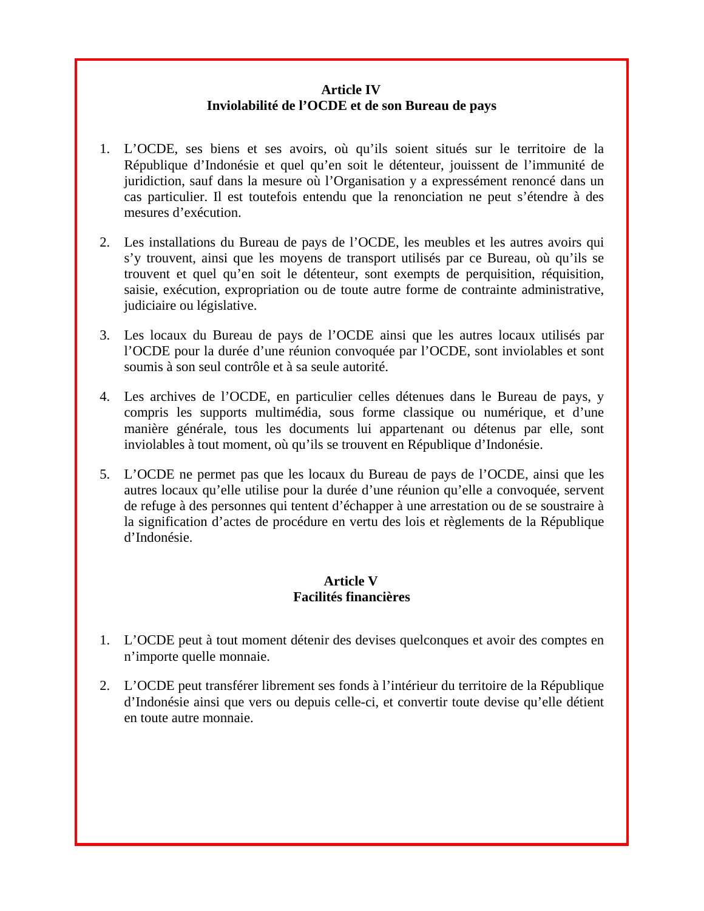## Article IV
## Inviolabilité de l'OCDE et de son Bureau de pays

1. L'OCDE, ses biens et ses avoirs, où qu'ils soient situés sur le territoire de la République d'Indonésie et quel qu'en soit le détenteur, jouissent de l'immunité de juridiction, sauf dans la mesure où l'Organisation y a expressément renoncé dans un cas particulier. Il est toutefois entendu que la renonciation ne peut s'étendre à des mesures d'exécution.

2. Les installations du Bureau de pays de l'OCDE, les meubles et les autres avoirs qui s'y trouvent, ainsi que les moyens de transport utilisés par ce Bureau, où qu'ils se trouvent et quel qu'en soit le détenteur, sont exempts de perquisition, réquisition, saisie, exécution, expropriation ou de toute autre forme de contrainte administrative, judiciaire ou législative.

3. Les locaux du Bureau de pays de l'OCDE ainsi que les autres locaux utilisés par l'OCDE pour la durée d'une réunion convoquée par l'OCDE, sont inviolables et sont soumis à son seul contrôle et à sa seule autorité.

4. Les archives de l'OCDE, en particulier celles détenues dans le Bureau de pays, y compris les supports multimédia, sous forme classique ou numérique, et d'une manière générale, tous les documents lui appartenant ou détenus par elle, sont inviolables à tout moment, où qu'ils se trouvent en République d'Indonésie.

5. L'OCDE ne permet pas que les locaux du Bureau de pays de l'OCDE, ainsi que les autres locaux qu'elle utilise pour la durée d'une réunion qu'elle a convoquée, servent de refuge à des personnes qui tentent d'échapper à une arrestation ou de se soustraire à la signification d'actes de procédure en vertu des lois et règlements de la République d'Indonésie.

## Article V
## Facilités financières

1. L'OCDE peut à tout moment détenir des devises quelconques et avoir des comptes en n'importe quelle monnaie.

2. L'OCDE peut transférer librement ses fonds à l'intérieur du territoire de la République d'Indonésie ainsi que vers ou depuis celle-ci, et convertir toute devise qu'elle détient en toute autre monnaie.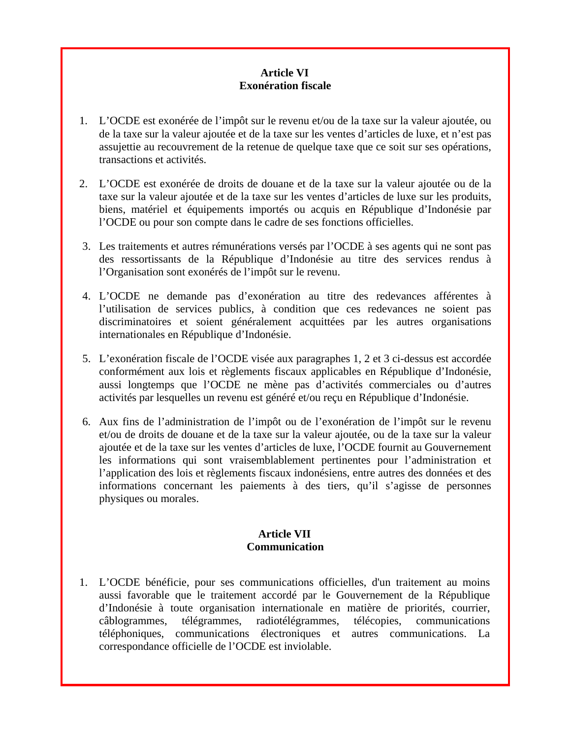## Article VI
## Exonération fiscale

1. L'OCDE est exonérée de l'impôt sur le revenu et/ou de la taxe sur la valeur ajoutée, ou de la taxe sur la valeur ajoutée et de la taxe sur les ventes d'articles de luxe, et n'est pas assujettie au recouvrement de la retenue de quelque taxe que ce soit sur ses opérations, transactions et activités.

2. L'OCDE est exonérée de droits de douane et de la taxe sur la valeur ajoutée ou de la taxe sur la valeur ajoutée et de la taxe sur les ventes d'articles de luxe sur les produits, biens, matériel et équipements importés ou acquis en République d'Indonésie par l'OCDE ou pour son compte dans le cadre de ses fonctions officielles.

3. Les traitements et autres rémunérations versés par l'OCDE à ses agents qui ne sont pas des ressortissants de la République d'Indonésie au titre des services rendus à l'Organisation sont exonérés de l'impôt sur le revenu.

4. L'OCDE ne demande pas d'exonération au titre des redevances afférentes à l'utilisation de services publics, à condition que ces redevances ne soient pas discriminatoires et soient généralement acquittées par les autres organisations internationales en République d'Indonésie.

5. L'exonération fiscale de l'OCDE visée aux paragraphes 1, 2 et 3 ci-dessus est accordée conformément aux lois et règlements fiscaux applicables en République d'Indonésie, aussi longtemps que l'OCDE ne mène pas d'activités commerciales ou d'autres activités par lesquelles un revenu est généré et/ou reçu en République d'Indonésie.

6. Aux fins de l'administration de l'impôt ou de l'exonération de l'impôt sur le revenu et/ou de droits de douane et de la taxe sur la valeur ajoutée, ou de la taxe sur la valeur ajoutée et de la taxe sur les ventes d'articles de luxe, l'OCDE fournit au Gouvernement les informations qui sont vraisemblablement pertinentes pour l'administration et l'application des lois et règlements fiscaux indonésiens, entre autres des données et des informations concernant les paiements à des tiers, qu'il s'agisse de personnes physiques ou morales.

## Article VII
## Communication

1. L'OCDE bénéficie, pour ses communications officielles, d'un traitement au moins aussi favorable que le traitement accordé par le Gouvernement de la République d'Indonésie à toute organisation internationale en matière de priorités, courrier, câblogrammes, télégrammes, radiotélégrammes, télécopies, communications téléphoniques, communications électroniques et autres communications. La correspondance officielle de l'OCDE est inviolable.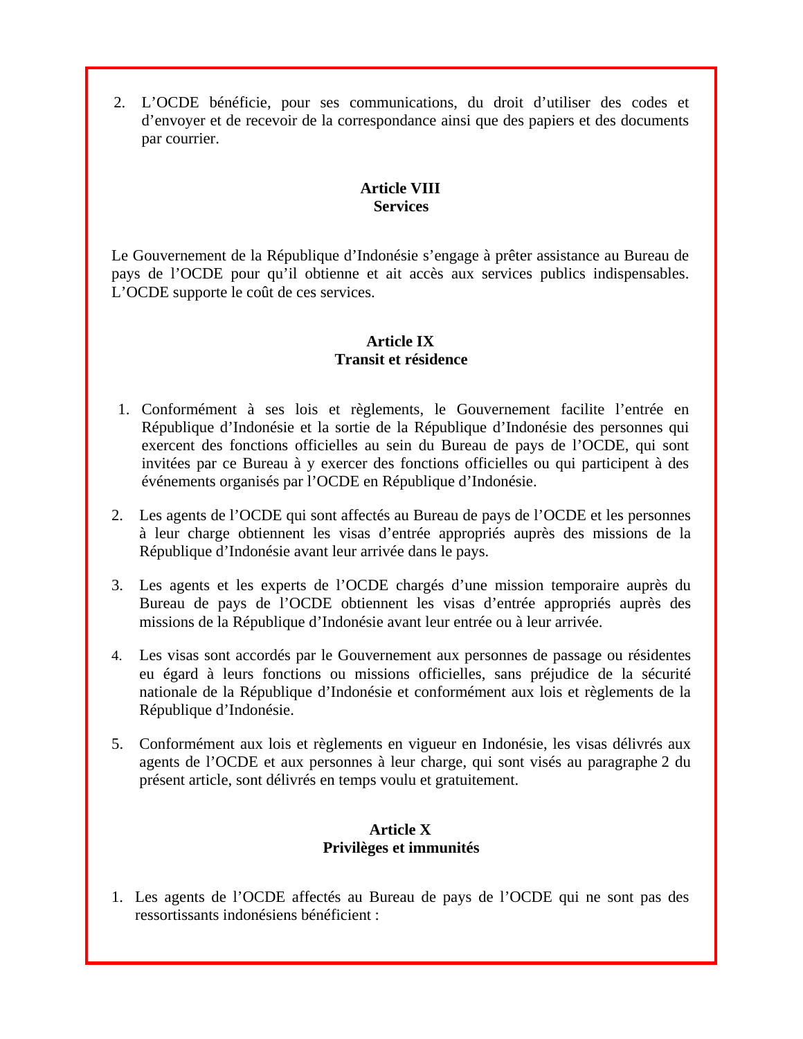2. L'OCDE bénéficie, pour ses communications, du droit d'utiliser des codes et d'envoyer et de recevoir de la correspondance ainsi que des papiers et des documents par courrier.

**Article VIII**
**Services**

Le Gouvernement de la République d'Indonésie s'engage à prêter assistance au Bureau de pays de l'OCDE pour qu'il obtienne et ait accès aux services publics indispensables. L'OCDE supporte le coût de ces services.

**Article IX**
**Transit et résidence**

1. Conformément à ses lois et règlements, le Gouvernement facilite l'entrée en République d'Indonésie et la sortie de la République d'Indonésie des personnes qui exercent des fonctions officielles au sein du Bureau de pays de l'OCDE, qui sont invitées par ce Bureau à y exercer des fonctions officielles ou qui participent à des événements organisés par l'OCDE en République d'Indonésie.

2. Les agents de l'OCDE qui sont affectés au Bureau de pays de l'OCDE et les personnes à leur charge obtiennent les visas d'entrée appropriés auprès des missions de la République d'Indonésie avant leur arrivée dans le pays.

3. Les agents et les experts de l'OCDE chargés d'une mission temporaire auprès du Bureau de pays de l'OCDE obtiennent les visas d'entrée appropriés auprès des missions de la République d'Indonésie avant leur entrée ou à leur arrivée.

4. Les visas sont accordés par le Gouvernement aux personnes de passage ou résidentes eu égard à leurs fonctions ou missions officielles, sans préjudice de la sécurité nationale de la République d'Indonésie et conformément aux lois et règlements de la République d'Indonésie.

5. Conformément aux lois et règlements en vigueur en Indonésie, les visas délivrés aux agents de l'OCDE et aux personnes à leur charge, qui sont visés au paragraphe 2 du présent article, sont délivrés en temps voulu et gratuitement.

**Article X**
**Privilèges et immunités**

1. Les agents de l'OCDE affectés au Bureau de pays de l'OCDE qui ne sont pas des ressortissants indonésiens bénéficient :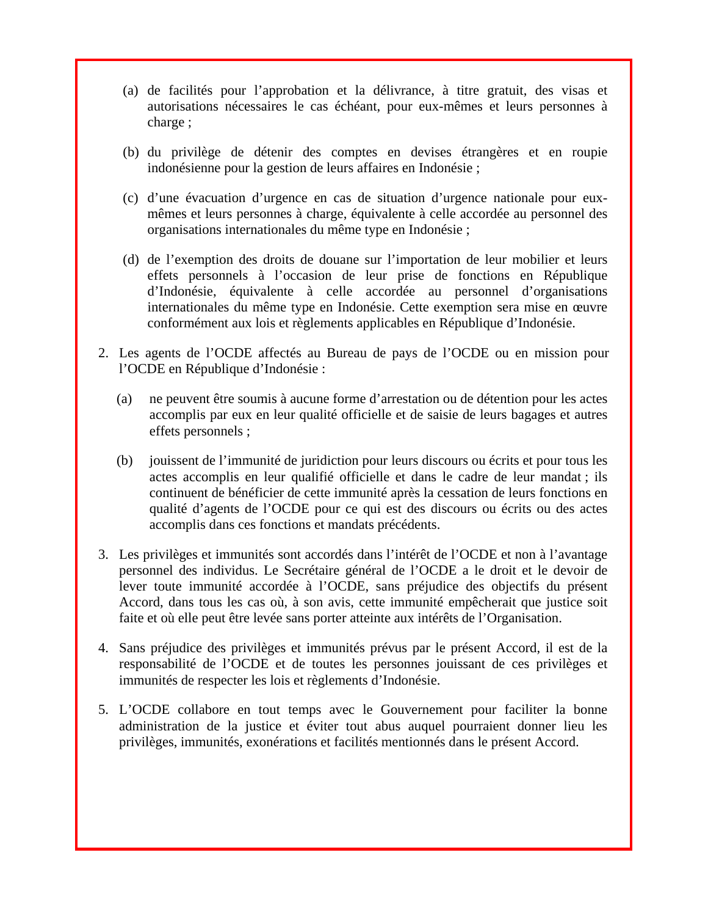(a) de facilités pour l'approbation et la délivrance, à titre gratuit, des visas et autorisations nécessaires le cas échéant, pour eux-mêmes et leurs personnes à charge ;

(b) du privilège de détenir des comptes en devises étrangères et en roupie indonésienne pour la gestion de leurs affaires en Indonésie ;

(c) d'une évacuation d'urgence en cas de situation d'urgence nationale pour eux-mêmes et leurs personnes à charge, équivalente à celle accordée au personnel des organisations internationales du même type en Indonésie ;

(d) de l'exemption des droits de douane sur l'importation de leur mobilier et leurs effets personnels à l'occasion de leur prise de fonctions en République d'Indonésie, équivalente à celle accordée au personnel d'organisations internationales du même type en Indonésie. Cette exemption sera mise en œuvre conformément aux lois et règlements applicables en République d'Indonésie.

2. Les agents de l'OCDE affectés au Bureau de pays de l'OCDE ou en mission pour l'OCDE en République d'Indonésie :

   (a) ne peuvent être soumis à aucune forme d'arrestation ou de détention pour les actes accomplis par eux en leur qualité officielle et de saisie de leurs bagages et autres effets personnels ;

   (b) jouissent de l'immunité de juridiction pour leurs discours ou écrits et pour tous les actes accomplis en leur qualifié officielle et dans le cadre de leur mandat ; ils continuent de bénéficier de cette immunité après la cessation de leurs fonctions en qualité d'agents de l'OCDE pour ce qui est des discours ou écrits ou des actes accomplis dans ces fonctions et mandats précédents.

3. Les privilèges et immunités sont accordés dans l'intérêt de l'OCDE et non à l'avantage personnel des individus. Le Secrétaire général de l'OCDE a le droit et le devoir de lever toute immunité accordée à l'OCDE, sans préjudice des objectifs du présent Accord, dans tous les cas où, à son avis, cette immunité empêcherait que justice soit faite et où elle peut être levée sans porter atteinte aux intérêts de l'Organisation.

4. Sans préjudice des privilèges et immunités prévus par le présent Accord, il est de la responsabilité de l'OCDE et de toutes les personnes jouissant de ces privilèges et immunités de respecter les lois et règlements d'Indonésie.

5. L'OCDE collabore en tout temps avec le Gouvernement pour faciliter la bonne administration de la justice et éviter tout abus auquel pourraient donner lieu les privilèges, immunités, exonérations et facilités mentionnés dans le présent Accord.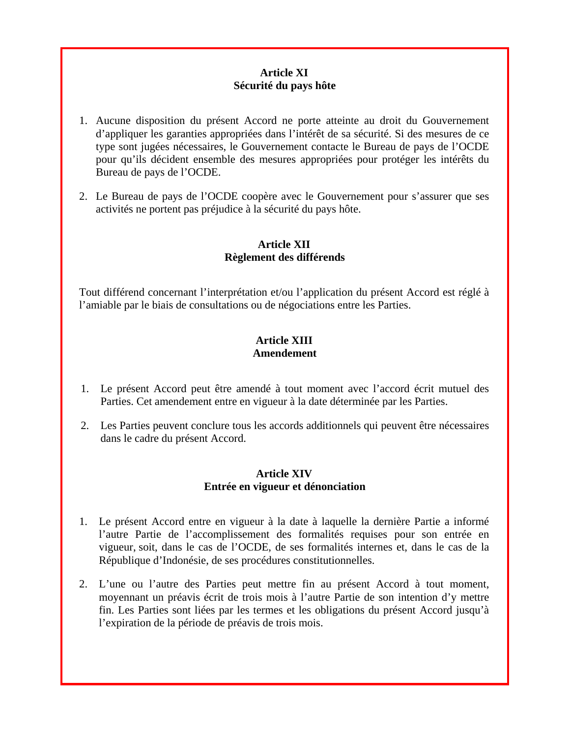**Article XI**
**Sécurité du pays hôte**

1. Aucune disposition du présent Accord ne porte atteinte au droit du Gouvernement d'appliquer les garanties appropriées dans l'intérêt de sa sécurité. Si des mesures de ce type sont jugées nécessaires, le Gouvernement contacte le Bureau de pays de l'OCDE pour qu'ils décident ensemble des mesures appropriées pour protéger les intérêts du Bureau de pays de l'OCDE.

2. Le Bureau de pays de l'OCDE coopère avec le Gouvernement pour s'assurer que ses activités ne portent pas préjudice à la sécurité du pays hôte.

**Article XII**
**Règlement des différends**

Tout différend concernant l'interprétation et/ou l'application du présent Accord est réglé à l'amiable par le biais de consultations ou de négociations entre les Parties.

**Article XIII**
**Amendement**

1. Le présent Accord peut être amendé à tout moment avec l'accord écrit mutuel des Parties. Cet amendement entre en vigueur à la date déterminée par les Parties.

2. Les Parties peuvent conclure tous les accords additionnels qui peuvent être nécessaires dans le cadre du présent Accord.

**Article XIV**
**Entrée en vigueur et dénonciation**

1. Le présent Accord entre en vigueur à la date à laquelle la dernière Partie a informé l'autre Partie de l'accomplissement des formalités requises pour son entrée en vigueur, soit, dans le cas de l'OCDE, de ses formalités internes et, dans le cas de la République d'Indonésie, de ses procédures constitutionnelles.

2. L'une ou l'autre des Parties peut mettre fin au présent Accord à tout moment, moyennant un préavis écrit de trois mois à l'autre Partie de son intention d'y mettre fin. Les Parties sont liées par les termes et les obligations du présent Accord jusqu'à l'expiration de la période de préavis de trois mois.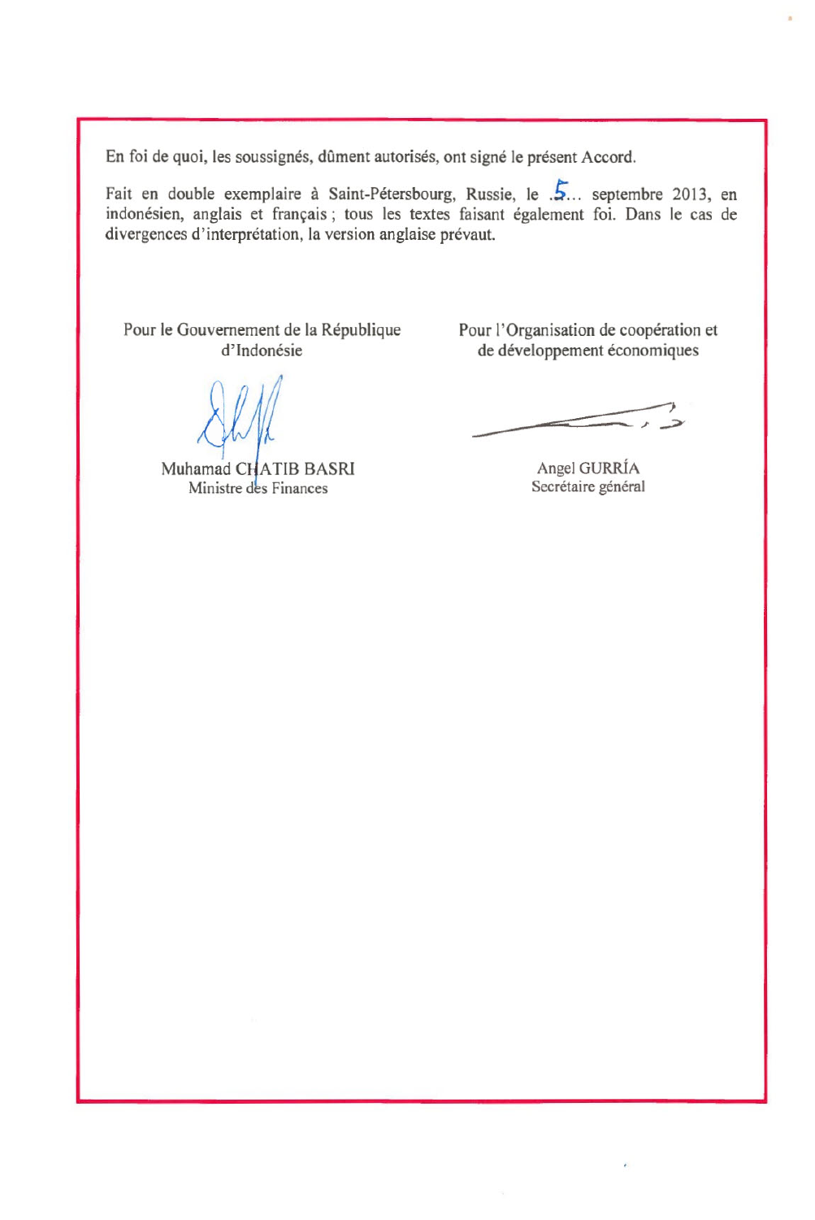En foi de quoi, les soussignés, dûment autorisés, ont signé le présent Accord.

Fait en double exemplaire à Saint-Pétersbourg, Russie, le .5... septembre 2013, en indonésien, anglais et français ; tous les textes faisant également foi. Dans le cas de divergences d'interprétation, la version anglaise prévaut.

Pour le Gouvernement de la République d'Indonésie

Muhamad CHATIB BASRI
Ministre des Finances

Pour l'Organisation de coopération et de développement économiques

Angel GURRÍA
Secrétaire général